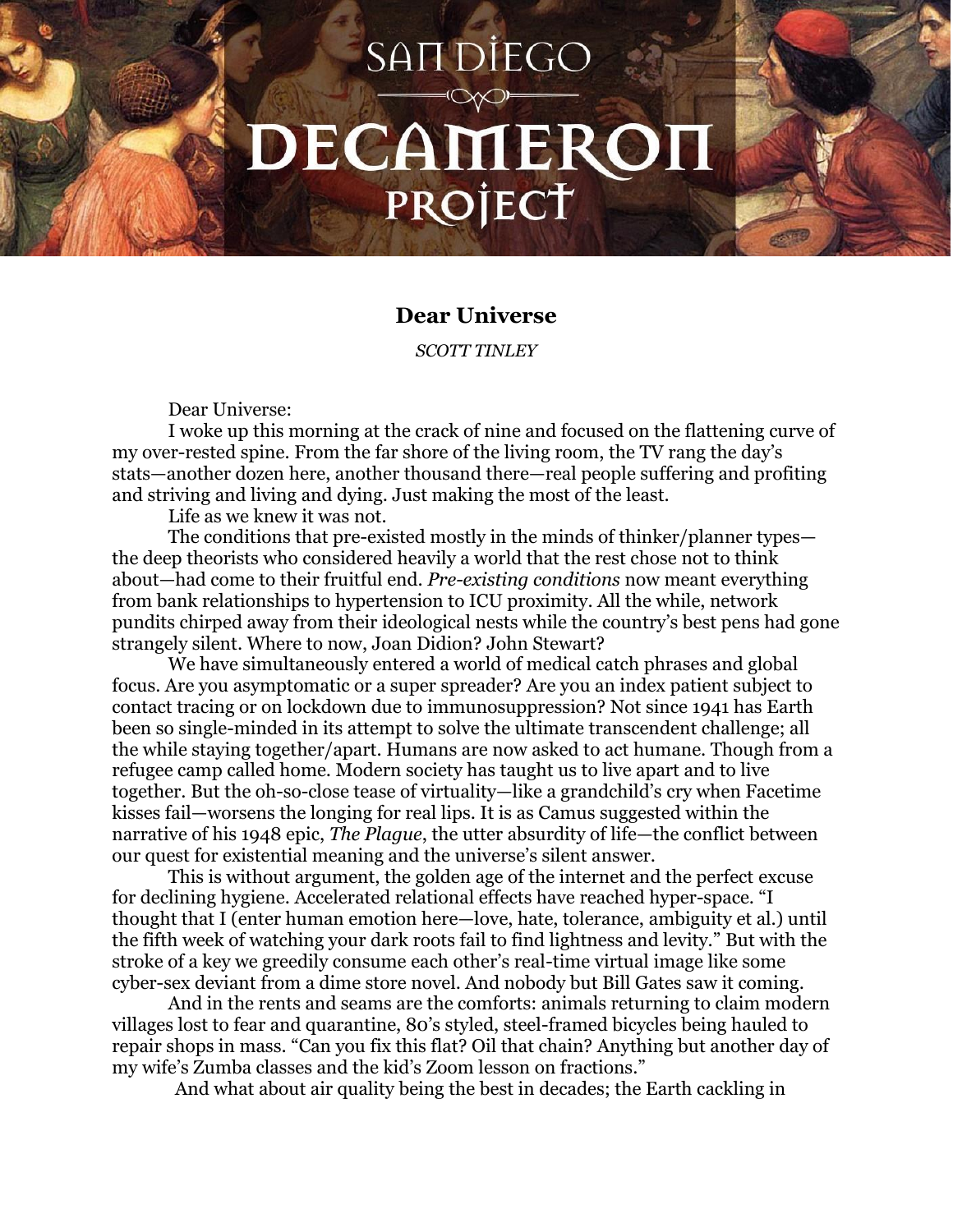# San Diego Decameron Project

## Dear Universe

*SCOTT TINLEY*

Dear Universe:

I woke up this morning at the crack of nine and focused on the flattening curve of my over-rested spine. From the far shore of the living room, the TV rang the day's stats—another dozen here, another thousand there—real people suffering and profiting and striving and living and dying. Just making the most of the least.

Life as we knew it was not.

The conditions that pre-existed mostly in the minds of thinker/planner types—the deep theorists who considered heavily a world that the rest chose not to think about—had come to their fruitful end. *Pre-existing conditions* now meant everything from bank relationships to hypertension to ICU proximity. All the while, network pundits chirped away from their ideological nests while the country's best pens had gone strangely silent. Where to now, Joan Didion? John Stewart?

We have simultaneously entered a world of medical catch phrases and global focus. Are you asymptomatic or a super spreader? Are you an index patient subject to contact tracing or on lockdown due to immunosuppression? Not since 1941 has Earth been so single-minded in its attempt to solve the ultimate transcendent challenge; all the while staying together/apart. Humans are now asked to act humane. Though from a refugee camp called home. Modern society has taught us to live apart and to live together. But the oh-so-close tease of virtuality—like a grandchild's cry when Facetime kisses fail—worsens the longing for real lips. It is as Camus suggested within the narrative of his 1948 epic, *The Plague*, the utter absurdity of life—the conflict between our quest for existential meaning and the universe's silent answer.

This is without argument, the golden age of the internet and the perfect excuse for declining hygiene. Accelerated relational effects have reached hyper-space. "I thought that I (enter human emotion here—love, hate, tolerance, ambiguity et al.) until the fifth week of watching your dark roots fail to find lightness and levity." But with the stroke of a key we greedily consume each other's real-time virtual image like some cyber-sex deviant from a dime store novel. And nobody but Bill Gates saw it coming.

And in the rents and seams are the comforts: animals returning to claim modern villages lost to fear and quarantine, 80's styled, steel-framed bicycles being hauled to repair shops in mass. "Can you fix this flat? Oil that chain? Anything but another day of my wife's Zumba classes and the kid's Zoom lesson on fractions."

And what about air quality being the best in decades; the Earth cackling in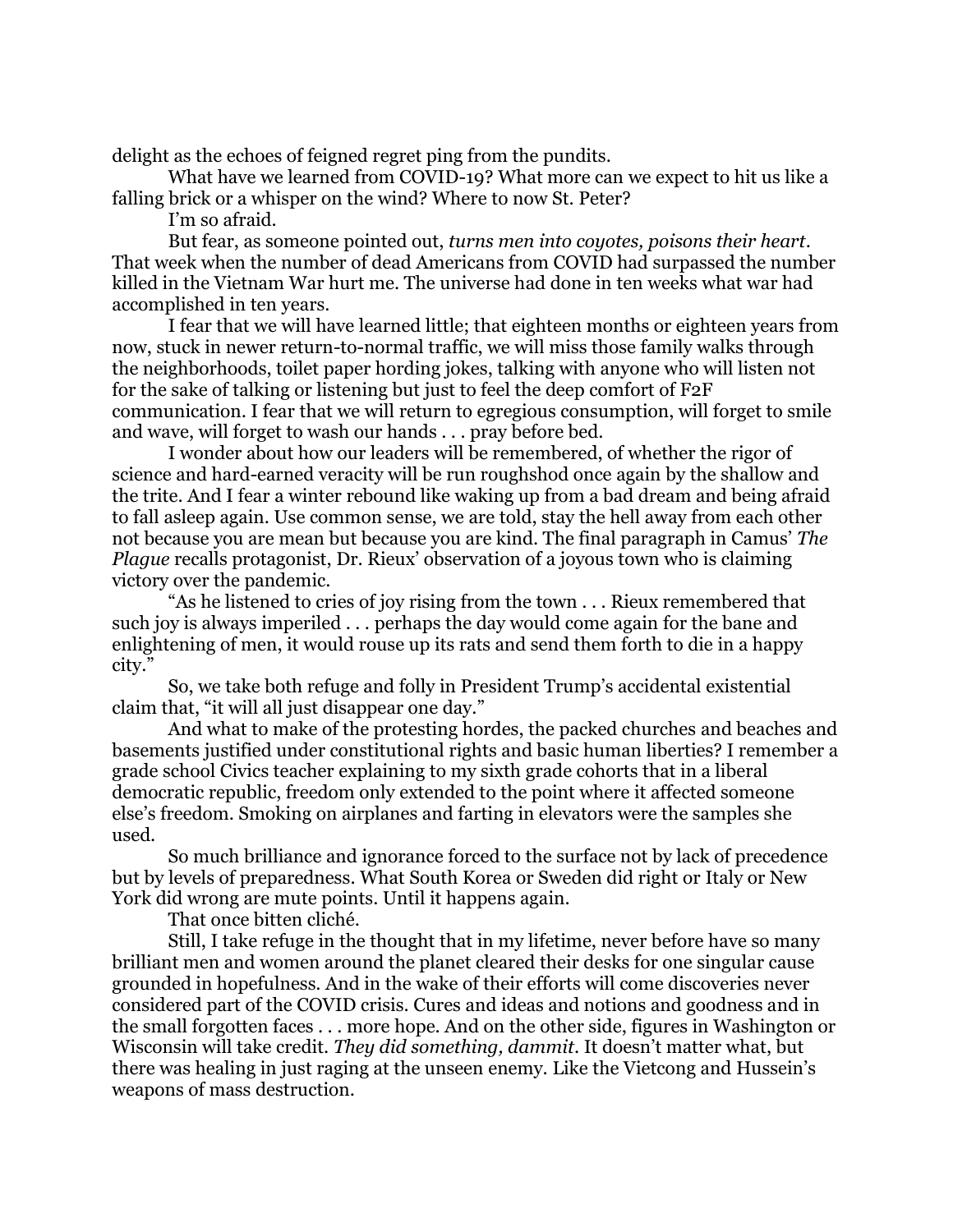delight as the echoes of feigned regret ping from the pundits.

What have we learned from COVID-19? What more can we expect to hit us like a falling brick or a whisper on the wind? Where to now St. Peter?

I'm so afraid.

But fear, as someone pointed out, *turns men into coyotes, poisons their heart*. That week when the number of dead Americans from COVID had surpassed the number killed in the Vietnam War hurt me. The universe had done in ten weeks what war had accomplished in ten years.

I fear that we will have learned little; that eighteen months or eighteen years from now, stuck in newer return-to-normal traffic, we will miss those family walks through the neighborhoods, toilet paper hording jokes, talking with anyone who will listen not for the sake of talking or listening but just to feel the deep comfort of F2F communication. I fear that we will return to egregious consumption, will forget to smile and wave, will forget to wash our hands . . . pray before bed.

I wonder about how our leaders will be remembered, of whether the rigor of science and hard-earned veracity will be run roughshod once again by the shallow and the trite. And I fear a winter rebound like waking up from a bad dream and being afraid to fall asleep again. Use common sense, we are told, stay the hell away from each other not because you are mean but because you are kind. The final paragraph in Camus' *The Plague* recalls protagonist, Dr. Rieux' observation of a joyous town who is claiming victory over the pandemic.

"As he listened to cries of joy rising from the town . . . Rieux remembered that such joy is always imperiled . . . perhaps the day would come again for the bane and enlightening of men, it would rouse up its rats and send them forth to die in a happy city."

So, we take both refuge and folly in President Trump's accidental existential claim that, "it will all just disappear one day."

And what to make of the protesting hordes, the packed churches and beaches and basements justified under constitutional rights and basic human liberties? I remember a grade school Civics teacher explaining to my sixth grade cohorts that in a liberal democratic republic, freedom only extended to the point where it affected someone else's freedom. Smoking on airplanes and farting in elevators were the samples she used.

So much brilliance and ignorance forced to the surface not by lack of precedence but by levels of preparedness. What South Korea or Sweden did right or Italy or New York did wrong are mute points. Until it happens again.

That once bitten cliché.

Still, I take refuge in the thought that in my lifetime, never before have so many brilliant men and women around the planet cleared their desks for one singular cause grounded in hopefulness. And in the wake of their efforts will come discoveries never considered part of the COVID crisis. Cures and ideas and notions and goodness and in the small forgotten faces . . . more hope. And on the other side, figures in Washington or Wisconsin will take credit. *They did something, dammit*. It doesn't matter what, but there was healing in just raging at the unseen enemy. Like the Vietcong and Hussein's weapons of mass destruction.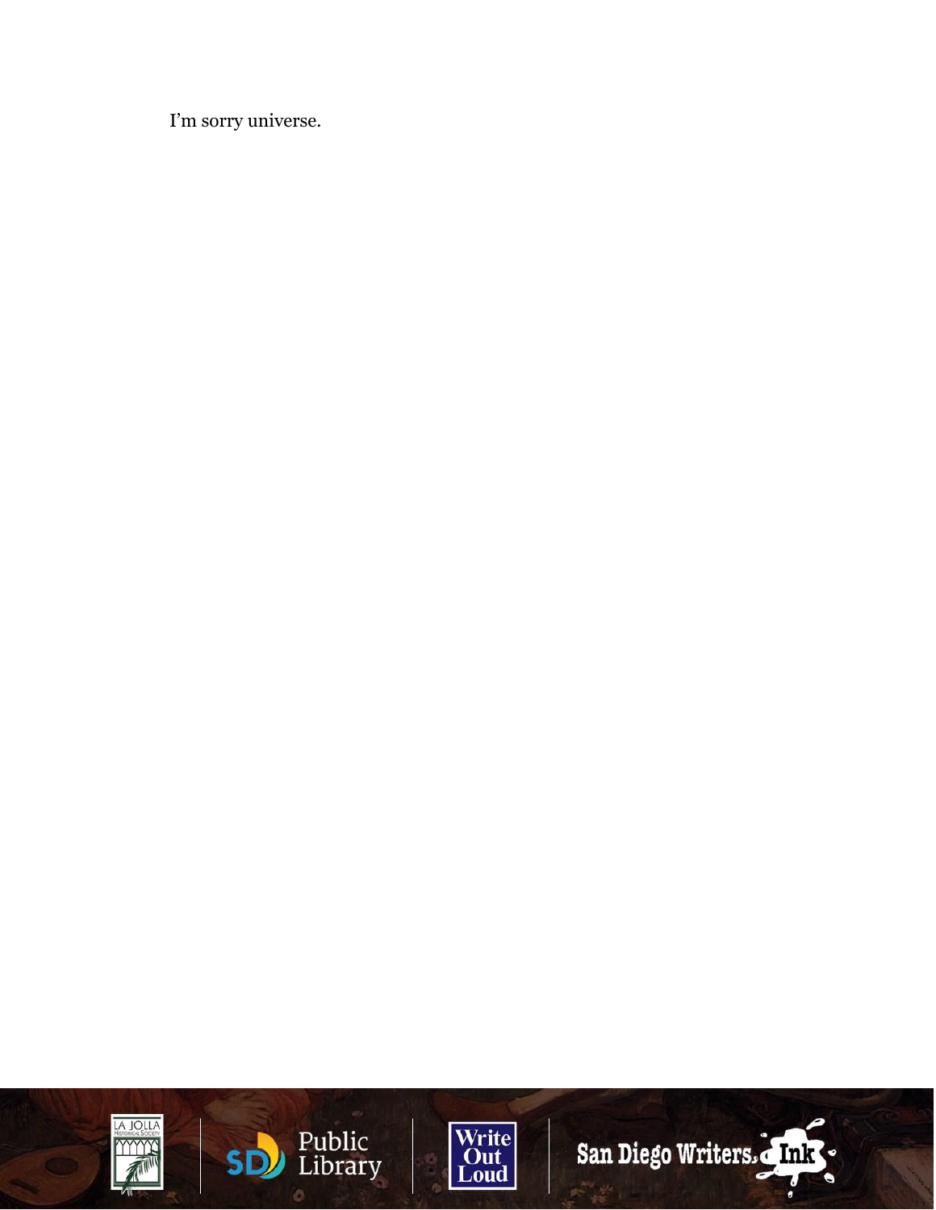I'm sorry universe.